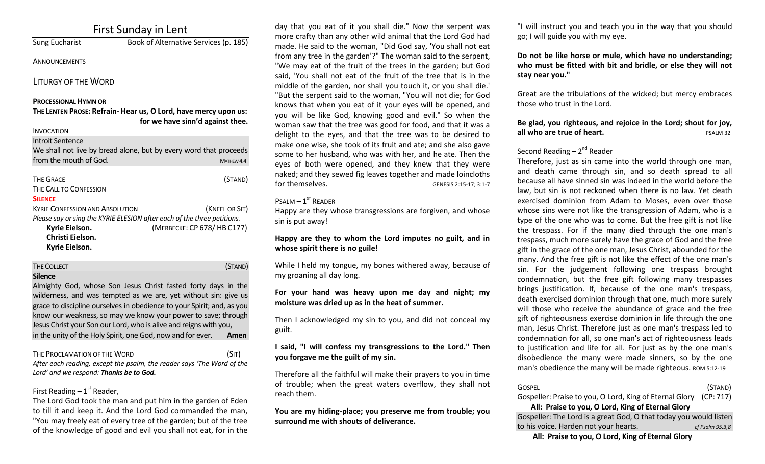# First Sunday in Lent

Sung Eucharist — Book of Alternative Services (p. 185)

ANNOUNCEMENTS

## LITURGY OF THE WORD

**PROCESSIONAL HYMN OR**

**THE LENTEN PROSE: Refrain- Hear us, O Lord, have mercy upon us: for we have sinn'd against thee.**

INVOCATION

Introit Sentence

We shall not live by bread alone, but by every word that proceeds from the mouth of God. MATHEW 4.4

THE GRACE (STAND)

THE CALL TO CONFESSION

**SILENCE**

KYRIE CONFESSION AND ABSOLUTION (KNEEL OR SIT)

*Please say or sing the KYRIE ELESION after each of the three petitions.*

**Kyrie Eielson.** (MERBECKE: CP 678/ HB C177)
**Christi Eielson.**
**Kyrie Eielson.**

THE COLLECT (STAND)

**Silence**

Almighty God, whose Son Jesus Christ fasted forty days in the wilderness, and was tempted as we are, yet without sin: give us grace to discipline ourselves in obedience to your Spirit; and, as you know our weakness, so may we know your power to save; through Jesus Christ your Son our Lord, who is alive and reigns with you, in the unity of the Holy Spirit, one God, now and for ever. **Amen**

THE PROCLAMATION OF THE WORD (SIT)

*After each reading, except the psalm, the reader says 'The Word of the Lord' and we respond: **Thanks be to God.***

First Reading – 1st Reader,

The Lord God took the man and put him in the garden of Eden to till it and keep it. And the Lord God commanded the man, "You may freely eat of every tree of the garden; but of the tree of the knowledge of good and evil you shall not eat, for in the day that you eat of it you shall die." Now the serpent was more crafty than any other wild animal that the Lord God had made. He said to the woman, "Did God say, 'You shall not eat from any tree in the garden'?" The woman said to the serpent, "We may eat of the fruit of the trees in the garden; but God said, 'You shall not eat of the fruit of the tree that is in the middle of the garden, nor shall you touch it, or you shall die.' "But the serpent said to the woman, "You will not die; for God knows that when you eat of it your eyes will be opened, and you will be like God, knowing good and evil." So when the woman saw that the tree was good for food, and that it was a delight to the eyes, and that the tree was to be desired to make one wise, she took of its fruit and ate; and she also gave some to her husband, who was with her, and he ate. Then the eyes of both were opened, and they knew that they were naked; and they sewed fig leaves together and made loincloths for themselves. GENESIS 2:15-17; 3:1-7

PSALM – 1ST READER

Happy are they whose transgressions are forgiven, and whose sin is put away!

**Happy are they to whom the Lord imputes no guilt, and in whose spirit there is no guile!**

While I held my tongue, my bones withered away, because of my groaning all day long.

**For your hand was heavy upon me day and night; my moisture was dried up as in the heat of summer.**

Then I acknowledged my sin to you, and did not conceal my guilt.

**I said, "I will confess my transgressions to the Lord." Then you forgave me the guilt of my sin.**

Therefore all the faithful will make their prayers to you in time of trouble; when the great waters overflow, they shall not reach them.

**You are my hiding-place; you preserve me from trouble; you surround me with shouts of deliverance.**

"I will instruct you and teach you in the way that you should go; I will guide you with my eye.

**Do not be like horse or mule, which have no understanding; who must be fitted with bit and bridle, or else they will not stay near you."**

Great are the tribulations of the wicked; but mercy embraces those who trust in the Lord.

**Be glad, you righteous, and rejoice in the Lord; shout for joy, all who are true of heart.** PSALM 32

Second Reading – 2nd Reader

Therefore, just as sin came into the world through one man, and death came through sin, and so death spread to all because all have sinned sin was indeed in the world before the law, but sin is not reckoned when there is no law. Yet death exercised dominion from Adam to Moses, even over those whose sins were not like the transgression of Adam, who is a type of the one who was to come. But the free gift is not like the trespass. For if the many died through the one man's trespass, much more surely have the grace of God and the free gift in the grace of the one man, Jesus Christ, abounded for the many. And the free gift is not like the effect of the one man's sin. For the judgement following one trespass brought condemnation, but the free gift following many trespasses brings justification. If, because of the one man's trespass, death exercised dominion through that one, much more surely will those who receive the abundance of grace and the free gift of righteousness exercise dominion in life through the one man, Jesus Christ. Therefore just as one man's trespass led to condemnation for all, so one man's act of righteousness leads to justification and life for all. For just as by the one man's disobedience the many were made sinners, so by the one man's obedience the many will be made righteous. ROM 5:12-19

GOSPEL (STAND)

Gospeller: Praise to you, O Lord, King of Eternal Glory (CP: 717)

**All: Praise to you, O Lord, King of Eternal Glory**

Gospeller: The Lord is a great God, O that today you would listen to his voice. Harden not your hearts. *cf Psalm 95.3,8*

**All: Praise to you, O Lord, King of Eternal Glory**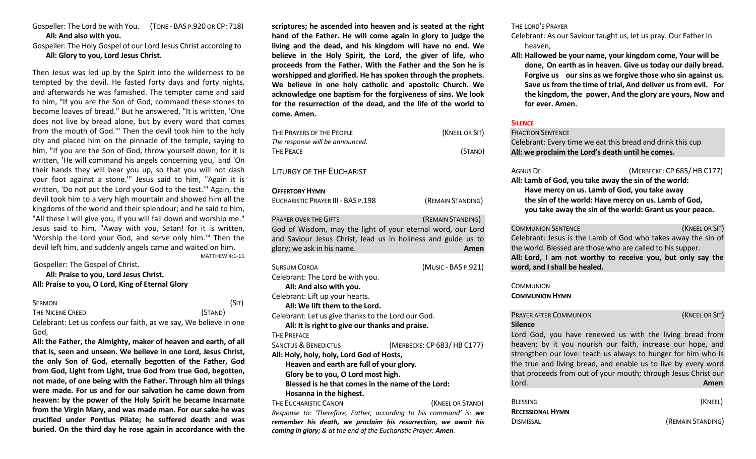Gospeller: The Lord be with You. (TONE - BAS P.920 OR CP: 718)

**All: And also with you.**

Gospeller: The Holy Gospel of our Lord Jesus Christ according to

**All: Glory to you, Lord Jesus Christ.**

Then Jesus was led up by the Spirit into the wilderness to be tempted by the devil. He fasted forty days and forty nights, and afterwards he was famished. The tempter came and said to him, "If you are the Son of God, command these stones to become loaves of bread." But he answered, "It is written, 'One does not live by bread alone, but by every word that comes from the mouth of God.'" Then the devil took him to the holy city and placed him on the pinnacle of the temple, saying to him, "If you are the Son of God, throw yourself down; for it is written, 'He will command his angels concerning you,' and 'On their hands they will bear you up, so that you will not dash your foot against a stone.'" Jesus said to him, "Again it is written, 'Do not put the Lord your God to the test.'" Again, the devil took him to a very high mountain and showed him all the kingdoms of the world and their splendour; and he said to him, "All these I will give you, if you will fall down and worship me." Jesus said to him, "Away with you, Satan! for it is written, 'Worship the Lord your God, and serve only him.'" Then the devil left him, and suddenly angels came and waited on him.

MATTHEW 4:1-11

Gospeller: The Gospel of Christ.

**All: Praise to you, Lord Jesus Christ.**

**All: Praise to you, O Lord, King of Eternal Glory**

SERMON (SIT)

THE NICENE CREED (STAND)

Celebrant: Let us confess our faith, as we say, We believe in one God,

**All: the Father, the Almighty, maker of heaven and earth, of all that is, seen and unseen. We believe in one Lord, Jesus Christ, the only Son of God, eternally begotten of the Father, God from God, Light from Light, true God from true God, begotten, not made, of one being with the Father. Through him all things were made. For us and for our salvation he came down from heaven: by the power of the Holy Spirit he became Incarnate from the Virgin Mary, and was made man. For our sake he was crucified under Pontius Pilate; he suffered death and was buried. On the third day he rose again in accordance with the scriptures; he ascended into heaven and is seated at the right hand of the Father. He will come again in glory to judge the living and the dead, and his kingdom will have no end. We believe in the Holy Spirit, the Lord, the giver of life, who proceeds from the Father. With the Father and the Son he is worshipped and glorified. He has spoken through the prophets. We believe in one holy catholic and apostolic Church. We acknowledge one baptism for the forgiveness of sins. We look for the resurrection of the dead, and the life of the world to come. Amen.**

THE PRAYERS OF THE PEOPLE (KNEEL OR SIT)

*The response will be announced.*

THE PEACE (STAND)

## LITURGY OF THE EUCHARIST

**OFFERTORY HYMN**

EUCHARISTIC PRAYER III - BAS P.198 (REMAIN STANDING)

PRAYER OVER THE GIFTS (REMAIN STANDING)

God of Wisdom, may the light of your eternal word, our Lord and Saviour Jesus Christ, lead us in holiness and guide us to glory; we ask in his name. **Amen**

SURSUM CORDA (MUSIC - BAS P.921)

Celebrant: The Lord be with you.

**All: And also with you.**

Celebrant: Lift up your hearts.

**All: We lift them to the Lord.**

Celebrant: Let us give thanks to the Lord our God.

**All: It is right to give our thanks and praise.**

THE PREFACE

SANCTUS & BENEDICTUS (MERBECKE: CP 683/ HB C177)

**All: Holy, holy, holy, Lord God of Hosts,**
**Heaven and earth are full of your glory.**
**Glory be to you, O Lord most high.**
**Blessed is he that comes in the name of the Lord:**
**Hosanna in the highest.**

THE EUCHARISTIC CANON (KNEEL OR STAND)

*Response to: 'Therefore, Father, according to his command' is:* ***we remember his death, we proclaim his resurrection, we await his coming in glory;*** *& at the end of the Eucharistic Prayer:* ***Amen****.*

THE LORD'S PRAYER

Celebrant: As our Saviour taught us, let us pray. Our Father in heaven,

**All: Hallowed be your name, your kingdom come, Your will be done, On earth as in heaven. Give us today our daily bread. Forgive us our sins as we forgive those who sin against us. Save us from the time of trial, And deliver us from evil. For the kingdom, the power, And the glory are yours, Now and for ever. Amen.**

**SILENCE**

FRACTION SENTENCE

Celebrant: Every time we eat this bread and drink this cup

**All: we proclaim the Lord's death until he comes.**

AGNUS DEI (MERBECKE: CP 685/ HB C177)

**All: Lamb of God, you take away the sin of the world:**
**Have mercy on us. Lamb of God, you take away**
**the sin of the world: Have mercy on us. Lamb of God,**
**you take away the sin of the world: Grant us your peace.**

COMMUNION SENTENCE (KNEEL OR SIT)

Celebrant: Jesus is the Lamb of God who takes away the sin of the world. Blessed are those who are called to his supper.

**All: Lord, I am not worthy to receive you, but only say the word, and I shall be healed.**

COMMUNION

**COMMUNION HYMN**

PRAYER AFTER COMMUNION (KNEEL OR SIT)

**Silence**

Lord God, you have renewed us with the living bread from heaven; by it you nourish our faith, increase our hope, and strengthen our love: teach us always to hunger for him who is the true and living bread, and enable us to live by every word that proceeds from out of your mouth; through Jesus Christ our Lord. **Amen**

BLESSING (KNEEL)

**RECESSIONAL HYMN**

DISMISSAL (REMAIN STANDING)